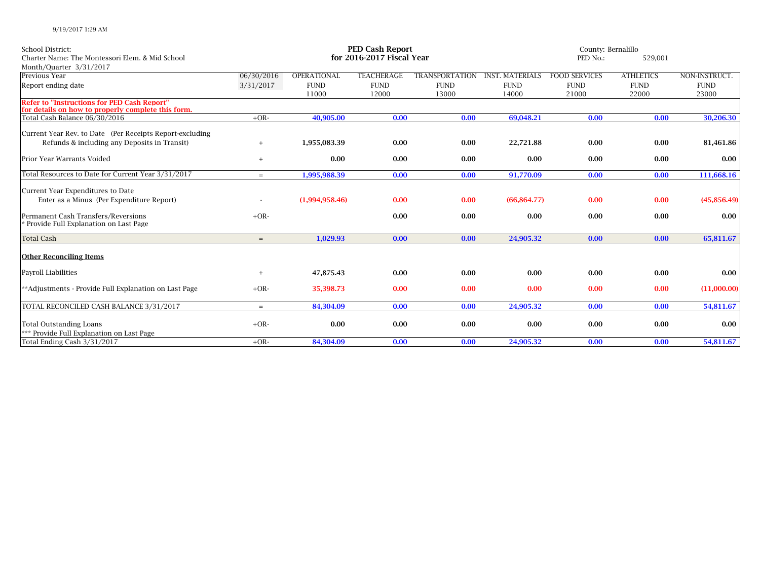9/19/2017 1:29 AM

School District:
Charter Name: The Montessori Elem. & Mid School
Month/Quarter 3/31/2017

# PED Cash Report
## for 2016-2017 Fiscal Year

County: Bernalillo
PED No.: 529,001

| Previous Year<br>Report ending date | 06/30/2016<br>3/31/2017 | OPERATIONAL FUND 11000 | TEACHERAGE FUND 12000 | TRANSPORTATION FUND 13000 | INST. MATERIALS FUND 14000 | FOOD SERVICES FUND 21000 | ATHLETICS FUND 22000 | NON-INSTRUCT. FUND 23000 |
|---|---|---|---|---|---|---|---|---|
| **Refer to "Instructions for PED Cash Report" for details on how to properly complete this form.** | | | | | | | | |
| Total Cash Balance 06/30/2016 | +OR- | 40,905.00 | 0.00 | 0.00 | 69,048.21 | 0.00 | 0.00 | 30,206.30 |
| Current Year Rev. to Date (Per Receipts Report-excluding Refunds & including any Deposits in Transit) | + | 1,955,083.39 | 0.00 | 0.00 | 22,721.88 | 0.00 | 0.00 | 81,461.86 |
| Prior Year Warrants Voided | + | 0.00 | 0.00 | 0.00 | 0.00 | 0.00 | 0.00 | 0.00 |
| Total Resources to Date for Current Year 3/31/2017 | = | 1,995,988.39 | 0.00 | 0.00 | 91,770.09 | 0.00 | 0.00 | 111,668.16 |
| Current Year Expenditures to Date Enter as a Minus (Per Expenditure Report) | - | (1,994,958.46) | 0.00 | 0.00 | (66,864.77) | 0.00 | 0.00 | (45,856.49) |
| Permanent Cash Transfers/Reversions<br>* Provide Full Explanation on Last Page | +OR- | | 0.00 | 0.00 | 0.00 | 0.00 | 0.00 | 0.00 |
| Total Cash | = | 1,029.93 | 0.00 | 0.00 | 24,905.32 | 0.00 | 0.00 | 65,811.67 |
| **Other Reconciling Items** | | | | | | | | |
| Payroll Liabilities | + | 47,875.43 | 0.00 | 0.00 | 0.00 | 0.00 | 0.00 | 0.00 |
| **Adjustments - Provide Full Explanation on Last Page | +OR- | 35,398.73 | 0.00 | 0.00 | 0.00 | 0.00 | 0.00 | (11,000.00) |
| TOTAL RECONCILED CASH BALANCE 3/31/2017 | = | 84,304.09 | 0.00 | 0.00 | 24,905.32 | 0.00 | 0.00 | 54,811.67 |
| Total Outstanding Loans<br>*** Provide Full Explanation on Last Page | +OR- | 0.00 | 0.00 | 0.00 | 0.00 | 0.00 | 0.00 | 0.00 |
| Total Ending Cash 3/31/2017 | +OR- | 84,304.09 | 0.00 | 0.00 | 24,905.32 | 0.00 | 0.00 | 54,811.67 |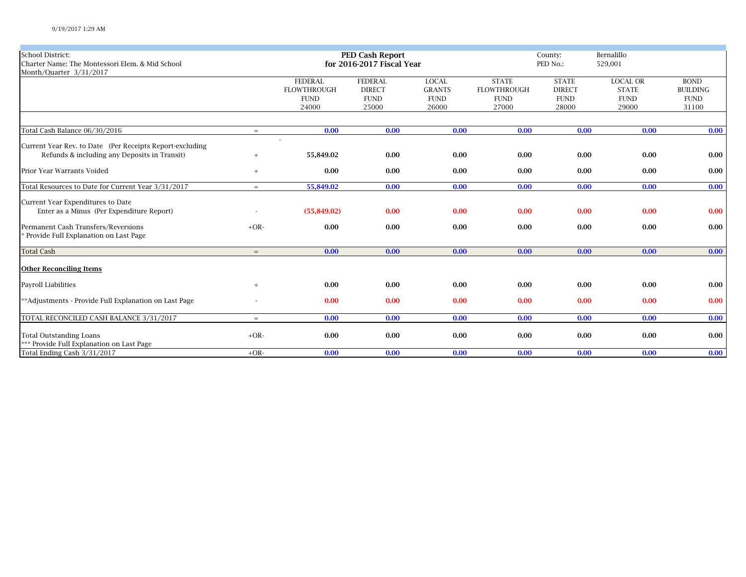9/19/2017 1:29 AM

School District:
Charter Name: The Montessori Elem. & Mid School
Month/Quarter 3/31/2017

**PED Cash Report**
**for 2016-2017 Fiscal Year**

County: Bernalillo
PED No.: 529,001

| | | FEDERAL FLOWTHROUGH FUND 24000 | FEDERAL DIRECT FUND 25000 | LOCAL GRANTS FUND 26000 | STATE FLOWTHROUGH FUND 27000 | STATE DIRECT FUND 28000 | LOCAL OR STATE FUND 29000 | BOND BUILDING FUND 31100 |
|---|---|---|---|---|---|---|---|---|
| Total Cash Balance 06/30/2016 | = | **0.00** | **0.00** | **0.00** | **0.00** | **0.00** | **0.00** | **0.00** |
| Current Year Rev. to Date (Per Receipts Report-excluding Refunds & including any Deposits in Transit) | + | **55,849.02** | **0.00** | **0.00** | **0.00** | **0.00** | **0.00** | **0.00** |
| Prior Year Warrants Voided | + | **0.00** | **0.00** | **0.00** | **0.00** | **0.00** | **0.00** | **0.00** |
| Total Resources to Date for Current Year 3/31/2017 | = | **55,849.02** | **0.00** | **0.00** | **0.00** | **0.00** | **0.00** | **0.00** |
| Current Year Expenditures to Date Enter as a Minus (Per Expenditure Report) | - | **(55,849.02)** | **0.00** | **0.00** | **0.00** | **0.00** | **0.00** | **0.00** |
| Permanent Cash Transfers/Reversions * Provide Full Explanation on Last Page | +OR- | **0.00** | **0.00** | **0.00** | **0.00** | **0.00** | **0.00** | **0.00** |
| Total Cash | = | **0.00** | **0.00** | **0.00** | **0.00** | **0.00** | **0.00** | **0.00** |
| **Other Reconciling Items** | | | | | | | | |
| Payroll Liabilities | + | **0.00** | **0.00** | **0.00** | **0.00** | **0.00** | **0.00** | **0.00** |
| **Adjustments - Provide Full Explanation on Last Page | - | **0.00** | **0.00** | **0.00** | **0.00** | **0.00** | **0.00** | **0.00** |
| TOTAL RECONCILED CASH BALANCE 3/31/2017 | = | **0.00** | **0.00** | **0.00** | **0.00** | **0.00** | **0.00** | **0.00** |
| Total Outstanding Loans *** Provide Full Explanation on Last Page | +OR- | **0.00** | **0.00** | **0.00** | **0.00** | **0.00** | **0.00** | **0.00** |
| Total Ending Cash 3/31/2017 | +OR- | **0.00** | **0.00** | **0.00** | **0.00** | **0.00** | **0.00** | **0.00** |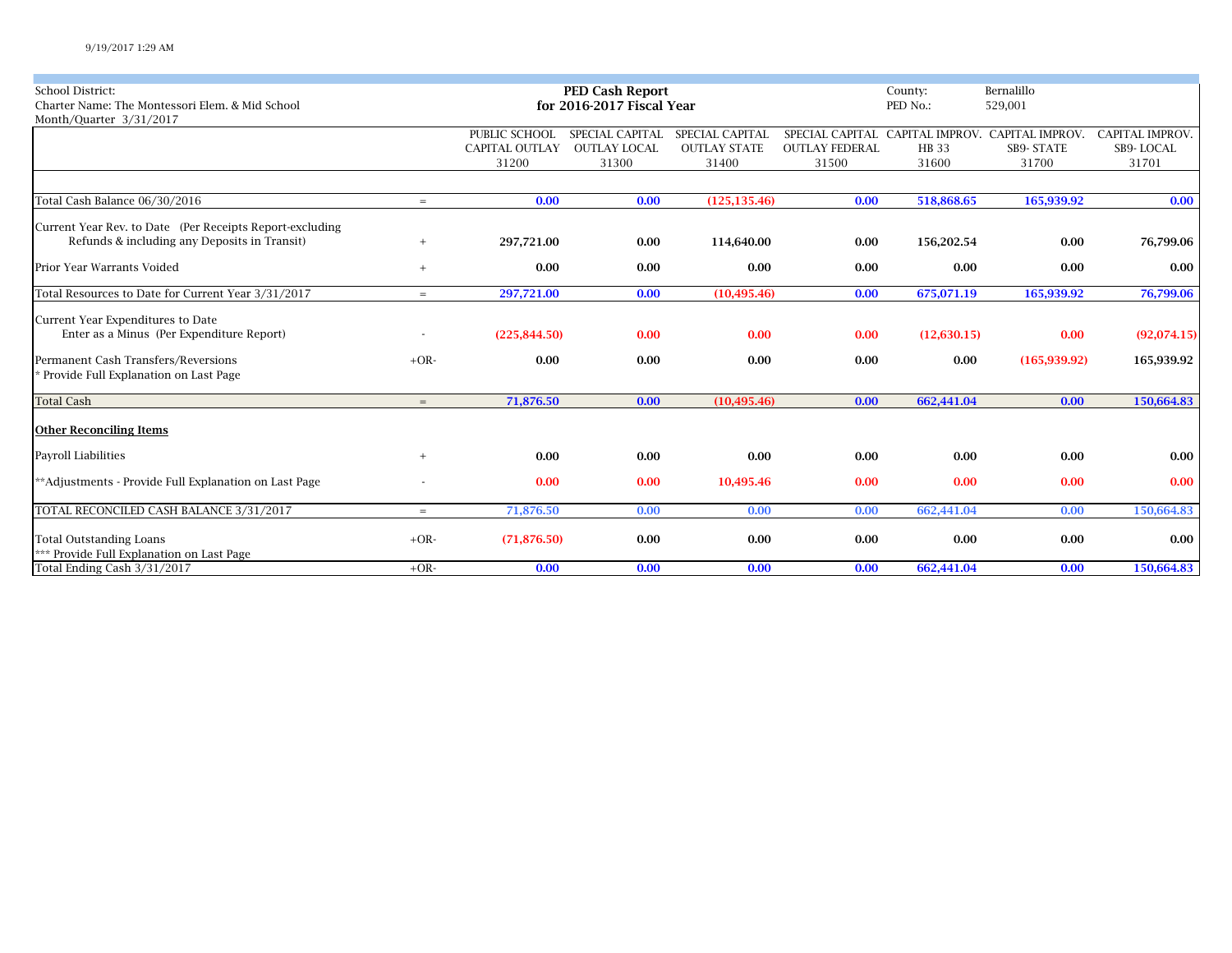School District:
Charter Name: The Montessori Elem. & Mid School
Month/Quarter 3/31/2017

**PED Cash Report**
**for 2016-2017 Fiscal Year**

County: Bernalillo
PED No.: 529,001

| | | PUBLIC SCHOOL CAPITAL OUTLAY 31200 | SPECIAL CAPITAL OUTLAY LOCAL 31300 | SPECIAL CAPITAL OUTLAY STATE 31400 | SPECIAL CAPITAL OUTLAY FEDERAL 31500 | CAPITAL IMPROV. HB 33 31600 | CAPITAL IMPROV. SB9- STATE 31700 | CAPITAL IMPROV. SB9- LOCAL 31701 |
|---|---|---|---|---|---|---|---|---|
| Total Cash Balance 06/30/2016 | = | 0.00 | 0.00 | (125,135.46) | 0.00 | 518,868.65 | 165,939.92 | 0.00 |
| Current Year Rev. to Date (Per Receipts Report-excluding Refunds & including any Deposits in Transit) | + | 297,721.00 | 0.00 | 114,640.00 | 0.00 | 156,202.54 | 0.00 | 76,799.06 |
| Prior Year Warrants Voided | + | 0.00 | 0.00 | 0.00 | 0.00 | 0.00 | 0.00 | 0.00 |
| Total Resources to Date for Current Year 3/31/2017 | = | 297,721.00 | 0.00 | (10,495.46) | 0.00 | 675,071.19 | 165,939.92 | 76,799.06 |
| Current Year Expenditures to Date Enter as a Minus (Per Expenditure Report) | - | (225,844.50) | 0.00 | 0.00 | 0.00 | (12,630.15) | 0.00 | (92,074.15) |
| Permanent Cash Transfers/Reversions * Provide Full Explanation on Last Page | +OR- | 0.00 | 0.00 | 0.00 | 0.00 | 0.00 | (165,939.92) | 165,939.92 |
| Total Cash | = | 71,876.50 | 0.00 | (10,495.46) | 0.00 | 662,441.04 | 0.00 | 150,664.83 |
| **Other Reconciling Items** | | | | | | | | |
| Payroll Liabilities | + | 0.00 | 0.00 | 0.00 | 0.00 | 0.00 | 0.00 | 0.00 |
| **Adjustments - Provide Full Explanation on Last Page | - | 0.00 | 0.00 | 10,495.46 | 0.00 | 0.00 | 0.00 | 0.00 |
| TOTAL RECONCILED CASH BALANCE 3/31/2017 | = | 71,876.50 | 0.00 | 0.00 | 0.00 | 662,441.04 | 0.00 | 150,664.83 |
| Total Outstanding Loans *** Provide Full Explanation on Last Page | +OR- | (71,876.50) | 0.00 | 0.00 | 0.00 | 0.00 | 0.00 | 0.00 |
| Total Ending Cash 3/31/2017 | +OR- | 0.00 | 0.00 | 0.00 | 0.00 | 662,441.04 | 0.00 | 150,664.83 |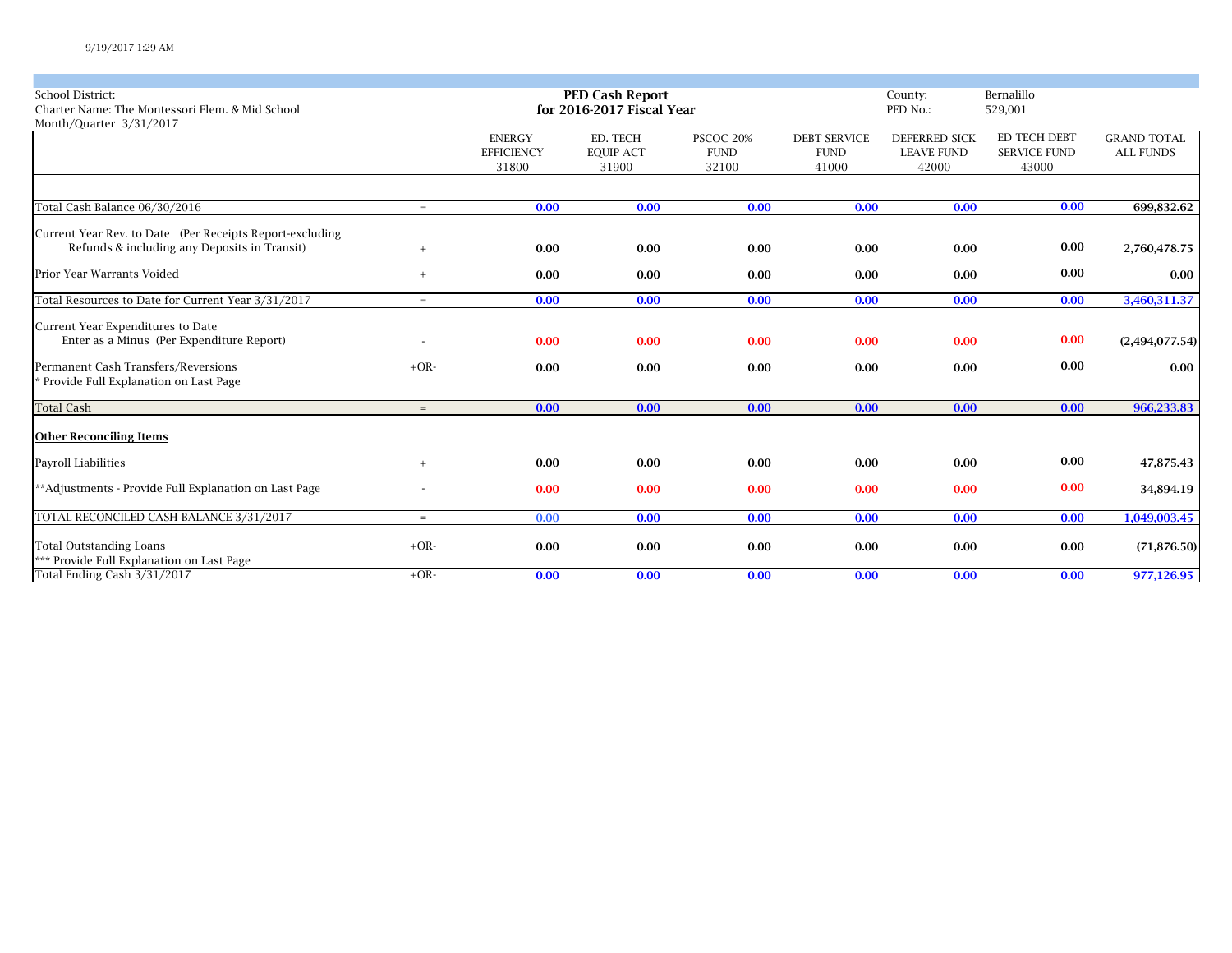9/19/2017 1:29 AM

School District:
Charter Name: The Montessori Elem. & Mid School
Month/Quarter 3/31/2017

**PED Cash Report**
**for 2016-2017 Fiscal Year**

County: Bernalillo
PED No.: 529,001

| | | ENERGY EFFICIENCY 31800 | ED. TECH EQUIP ACT 31900 | PSCOC 20% FUND 32100 | DEBT SERVICE FUND 41000 | DEFERRED SICK LEAVE FUND 42000 | ED TECH DEBT SERVICE FUND 43000 | GRAND TOTAL ALL FUNDS |
|---|---|---|---|---|---|---|---|---|
| Total Cash Balance 06/30/2016 | = | 0.00 | 0.00 | 0.00 | 0.00 | 0.00 | 0.00 | 699,832.62 |
| Current Year Rev. to Date (Per Receipts Report-excluding Refunds & including any Deposits in Transit) | + | 0.00 | 0.00 | 0.00 | 0.00 | 0.00 | 0.00 | 2,760,478.75 |
| Prior Year Warrants Voided | + | 0.00 | 0.00 | 0.00 | 0.00 | 0.00 | 0.00 | 0.00 |
| Total Resources to Date for Current Year 3/31/2017 | = | 0.00 | 0.00 | 0.00 | 0.00 | 0.00 | 0.00 | 3,460,311.37 |
| Current Year Expenditures to Date Enter as a Minus (Per Expenditure Report) | - | 0.00 | 0.00 | 0.00 | 0.00 | 0.00 | 0.00 | (2,494,077.54) |
| Permanent Cash Transfers/Reversions * Provide Full Explanation on Last Page | +OR- | 0.00 | 0.00 | 0.00 | 0.00 | 0.00 | 0.00 | 0.00 |
| Total Cash | = | 0.00 | 0.00 | 0.00 | 0.00 | 0.00 | 0.00 | 966,233.83 |
| **Other Reconciling Items** | | | | | | | | |
| Payroll Liabilities | + | 0.00 | 0.00 | 0.00 | 0.00 | 0.00 | 0.00 | 47,875.43 |
| **Adjustments - Provide Full Explanation on Last Page | - | 0.00 | 0.00 | 0.00 | 0.00 | 0.00 | 0.00 | 34,894.19 |
| TOTAL RECONCILED CASH BALANCE 3/31/2017 | = | 0.00 | 0.00 | 0.00 | 0.00 | 0.00 | 0.00 | 1,049,003.45 |
| Total Outstanding Loans *** Provide Full Explanation on Last Page | +OR- | 0.00 | 0.00 | 0.00 | 0.00 | 0.00 | 0.00 | (71,876.50) |
| Total Ending Cash 3/31/2017 | +OR- | 0.00 | 0.00 | 0.00 | 0.00 | 0.00 | 0.00 | 977,126.95 |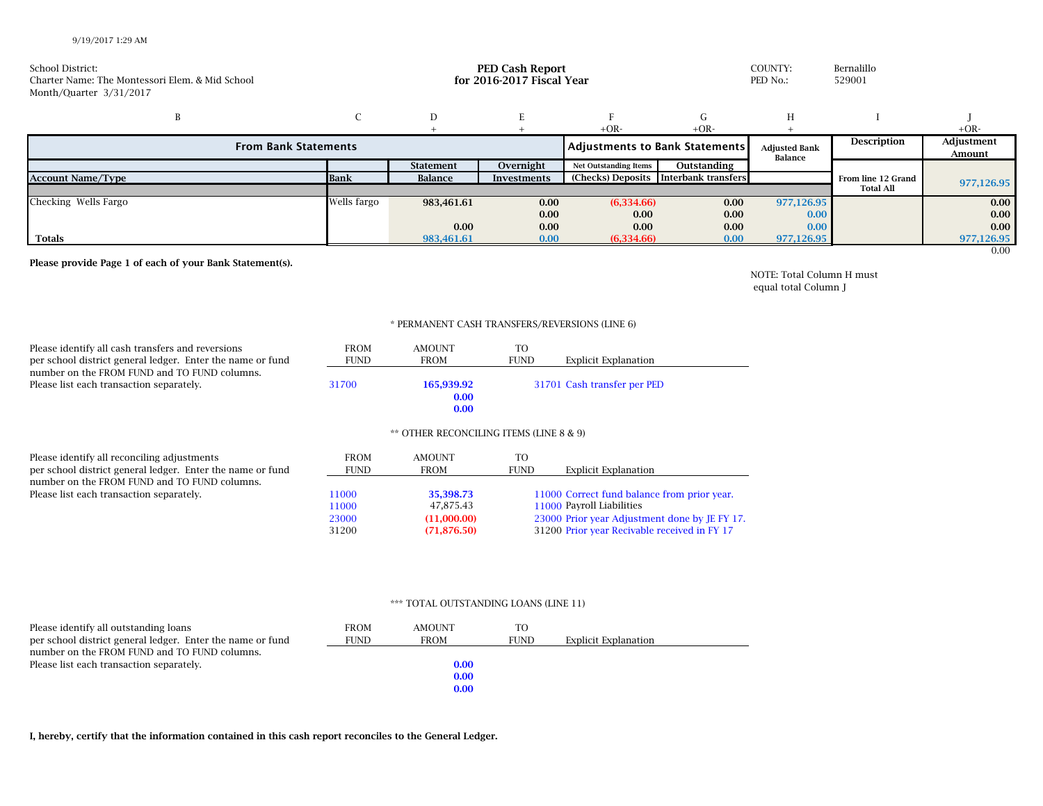9/19/2017 1:29 AM

School District:
Charter Name: The Montessori Elem. & Mid School
Month/Quarter 3/31/2017

**PED Cash Report**
**for 2016-2017 Fiscal Year**

COUNTY: Bernalillo
PED No.: 529001

| B | C | D | E | F | G | H | I | J |
|---|---|---|---|---|---|---|---|---|
| | | + | + | +OR- | +OR- | + | | +OR- |
| **From Bank Statements** | | | | **Adjustments to Bank Statements** | | **Adjusted Bank Balance** | **Description** | **Adjustment Amount** |
| **Account Name/Type** | **Bank** | **Statement Balance** | **Overnight Investments** | **Net Outstanding Items (Checks) Deposits** | **Outstanding Interbank transfers** | | **From line 12 Grand Total All** | **977,126.95** |
| Checking Wells Fargo | Wells fargo | 983,461.61 | 0.00 | (6,334.66) | 0.00 | 977,126.95 | | 0.00 |
| | | | 0.00 | 0.00 | 0.00 | 0.00 | | 0.00 |
| | | 0.00 | 0.00 | 0.00 | 0.00 | 0.00 | | 0.00 |
| **Totals** | | 983,461.61 | 0.00 | (6,334.66) | 0.00 | 977,126.95 | | 977,126.95 |
| | | | | | | | | 0.00 |

**Please provide Page 1 of each of your Bank Statement(s).**

NOTE: Total Column H must equal total Column J

\* PERMANENT CASH TRANSFERS/REVERSIONS (LINE 6)

Please identify all cash transfers and reversions per school district general ledger. Enter the name or fund number on the FROM FUND and TO FUND columns. Please list each transaction separately.

| FROM FUND | AMOUNT FROM | TO FUND | Explicit Explanation |
|---|---|---|---|
| 31700 | 165,939.92 | 31701 | Cash transfer per PED |
| | 0.00 | | |
| | 0.00 | | |

\*\* OTHER RECONCILING ITEMS (LINE 8 & 9)

Please identify all reconciling adjustments per school district general ledger. Enter the name or fund number on the FROM FUND and TO FUND columns. Please list each transaction separately.

| FROM FUND | AMOUNT FROM | TO FUND | Explicit Explanation |
|---|---|---|---|
| 11000 | 35,398.73 | 11000 | Correct fund balance from prior year. |
| 11000 | 47,875.43 | 11000 | Payroll Liabilities |
| 23000 | (11,000.00) | 23000 | Prior year Adjustment done by JE FY 17. |
| 31200 | (71,876.50) | 31200 | Prior year Recivable received in FY 17 |

\*\*\* TOTAL OUTSTANDING LOANS (LINE 11)

Please identify all outstanding loans per school district general ledger. Enter the name or fund number on the FROM FUND and TO FUND columns. Please list each transaction separately.

| FROM FUND | AMOUNT FROM | TO FUND | Explicit Explanation |
|---|---|---|---|
| | 0.00 | | |
| | 0.00 | | |
| | 0.00 | | |

**I, hereby, certify that the information contained in this cash report reconciles to the General Ledger.**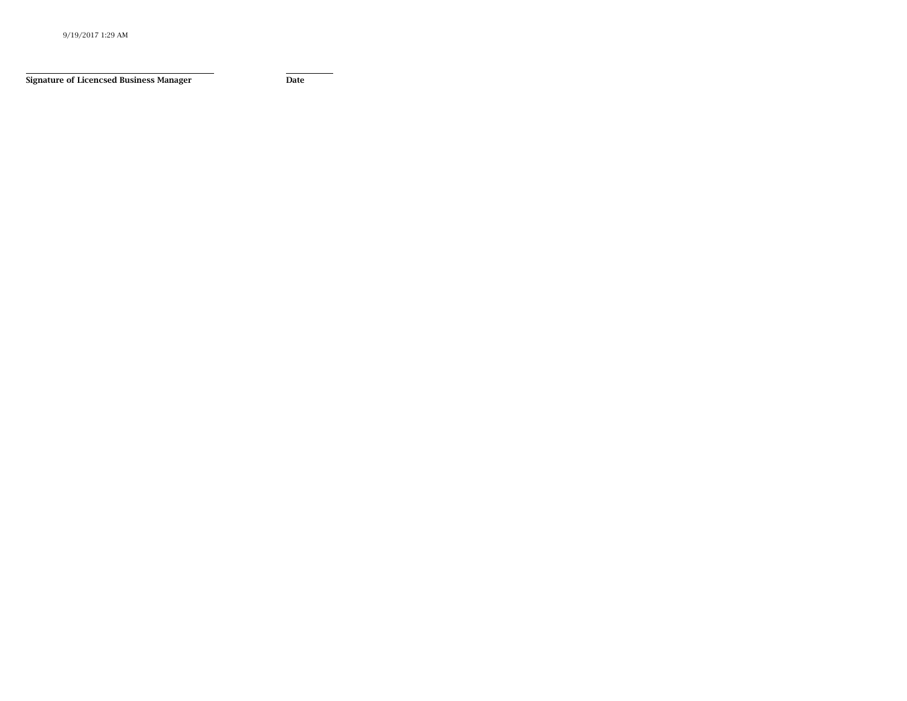9/19/2017 1:29 AM

**Signature of Licencsed Business Manager** **Date**